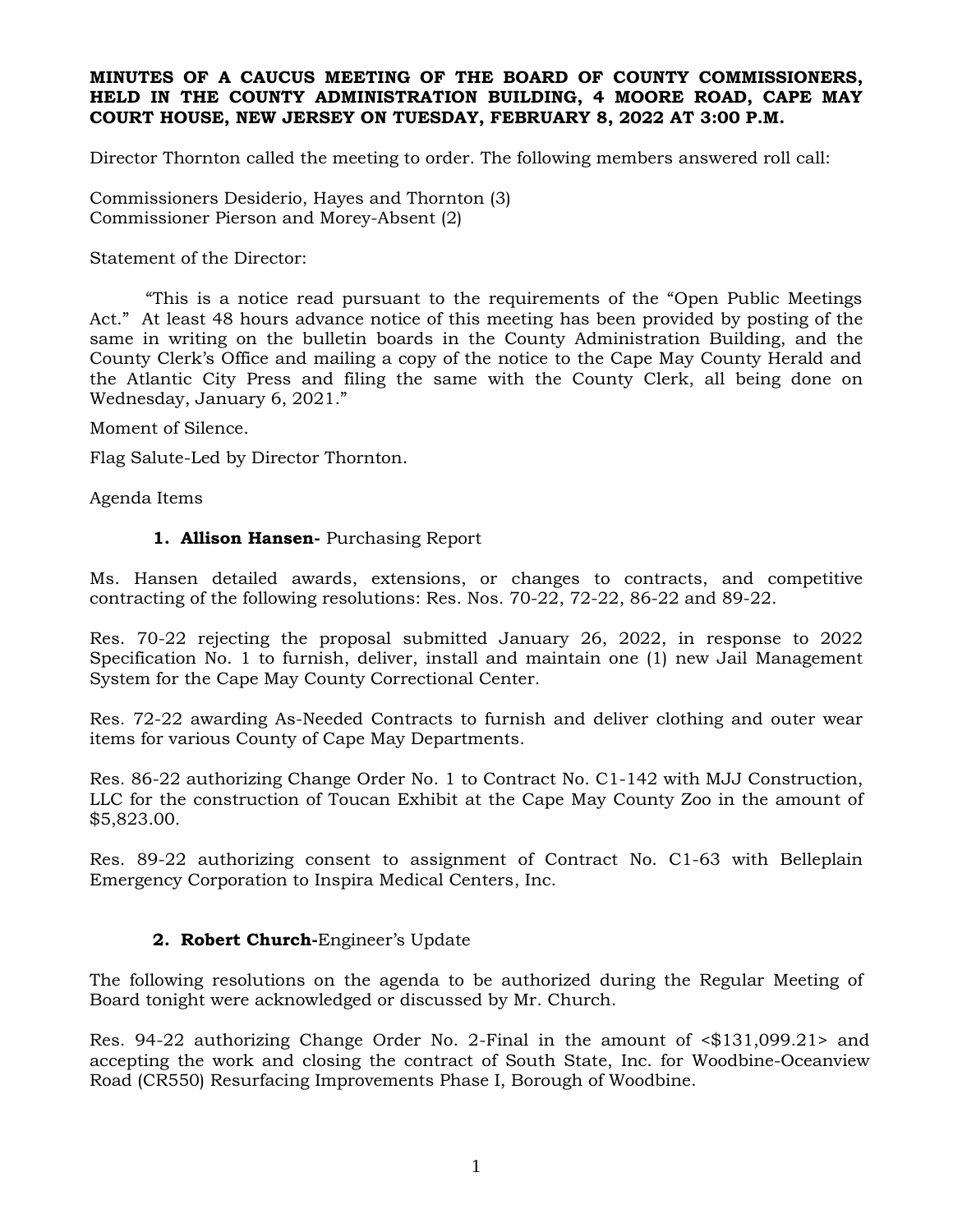**MINUTES OF A CAUCUS MEETING OF THE BOARD OF COUNTY COMMISSIONERS, HELD IN THE COUNTY ADMINISTRATION BUILDING, 4 MOORE ROAD, CAPE MAY COURT HOUSE, NEW JERSEY ON TUESDAY, FEBRUARY 8, 2022 AT 3:00 P.M.**

Director Thornton called the meeting to order. The following members answered roll call:

Commissioners Desiderio, Hayes and Thornton (3)
Commissioner Pierson and Morey-Absent (2)

Statement of the Director:

"This is a notice read pursuant to the requirements of the "Open Public Meetings Act." At least 48 hours advance notice of this meeting has been provided by posting of the same in writing on the bulletin boards in the County Administration Building, and the County Clerk's Office and mailing a copy of the notice to the Cape May County Herald and the Atlantic City Press and filing the same with the County Clerk, all being done on Wednesday, January 6, 2021."

Moment of Silence.

Flag Salute-Led by Director Thornton.

Agenda Items

1. **Allison Hansen-** Purchasing Report

Ms. Hansen detailed awards, extensions, or changes to contracts, and competitive contracting of the following resolutions: Res. Nos. 70-22, 72-22, 86-22 and 89-22.

Res. 70-22 rejecting the proposal submitted January 26, 2022, in response to 2022 Specification No. 1 to furnish, deliver, install and maintain one (1) new Jail Management System for the Cape May County Correctional Center.

Res. 72-22 awarding As-Needed Contracts to furnish and deliver clothing and outer wear items for various County of Cape May Departments.

Res. 86-22 authorizing Change Order No. 1 to Contract No. C1-142 with MJJ Construction, LLC for the construction of Toucan Exhibit at the Cape May County Zoo in the amount of $5,823.00.

Res. 89-22 authorizing consent to assignment of Contract No. C1-63 with Belleplain Emergency Corporation to Inspira Medical Centers, Inc.

2. **Robert Church-**Engineer's Update

The following resolutions on the agenda to be authorized during the Regular Meeting of Board tonight were acknowledged or discussed by Mr. Church.

Res. 94-22 authorizing Change Order No. 2-Final in the amount of <$131,099.21> and accepting the work and closing the contract of South State, Inc. for Woodbine-Oceanview Road (CR550) Resurfacing Improvements Phase I, Borough of Woodbine.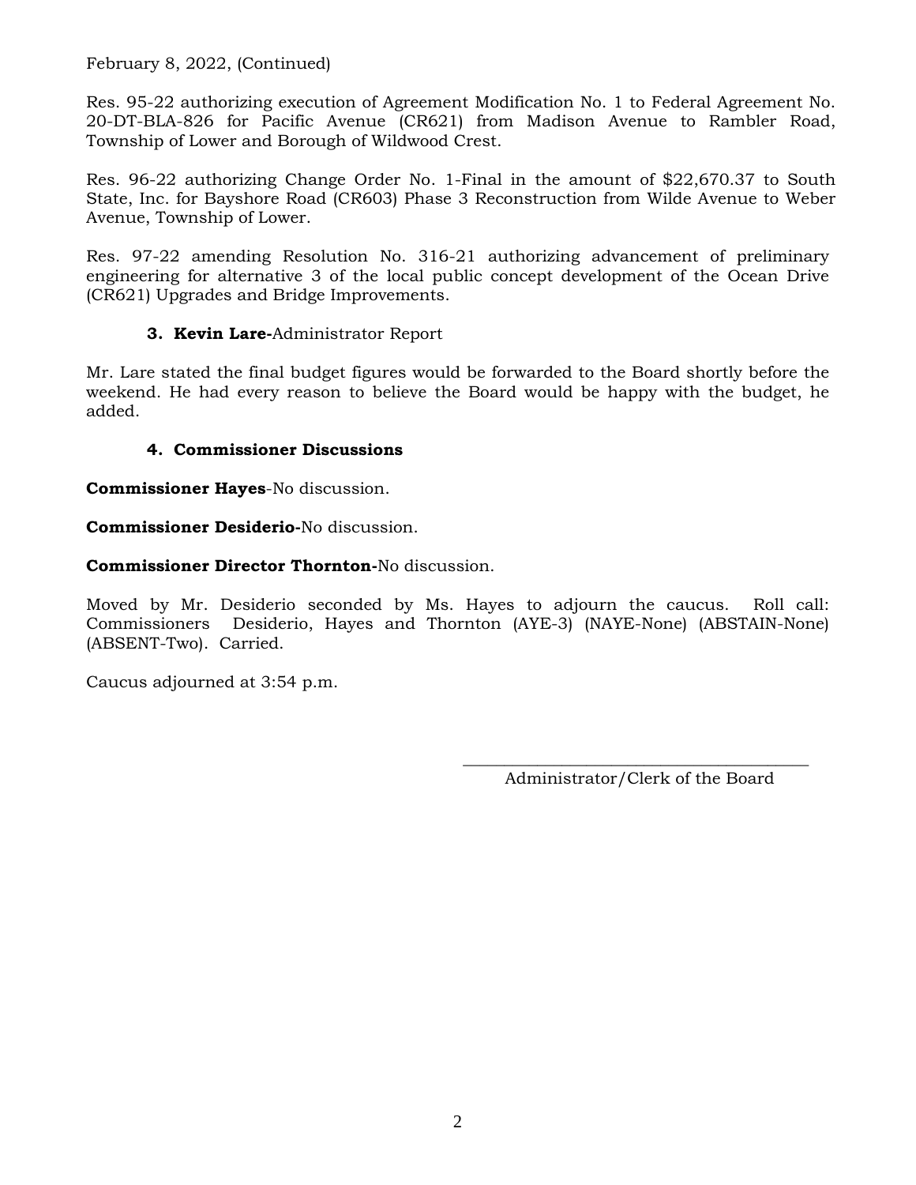February 8, 2022, (Continued)

Res. 95-22 authorizing execution of Agreement Modification No. 1 to Federal Agreement No. 20-DT-BLA-826 for Pacific Avenue (CR621) from Madison Avenue to Rambler Road, Township of Lower and Borough of Wildwood Crest.

Res. 96-22 authorizing Change Order No. 1-Final in the amount of $22,670.37 to South State, Inc. for Bayshore Road (CR603) Phase 3 Reconstruction from Wilde Avenue to Weber Avenue, Township of Lower.

Res. 97-22 amending Resolution No. 316-21 authorizing advancement of preliminary engineering for alternative 3 of the local public concept development of the Ocean Drive (CR621) Upgrades and Bridge Improvements.

**3. Kevin Lare-**Administrator Report

Mr. Lare stated the final budget figures would be forwarded to the Board shortly before the weekend. He had every reason to believe the Board would be happy with the budget, he added.

**4. Commissioner Discussions**

**Commissioner Hayes**-No discussion.

**Commissioner Desiderio-**No discussion.

**Commissioner Director Thornton-**No discussion.

Moved by Mr. Desiderio seconded by Ms. Hayes to adjourn the caucus. Roll call: Commissioners Desiderio, Hayes and Thornton (AYE-3) (NAYE-None) (ABSTAIN-None) (ABSENT-Two). Carried.

Caucus adjourned at 3:54 p.m.

\_\_\_\_\_\_\_\_\_\_\_\_\_\_\_\_\_\_\_\_\_\_\_\_\_\_\_\_\_\_\_\_\_\_\_\_\_\_\_\_

Administrator/Clerk of the Board